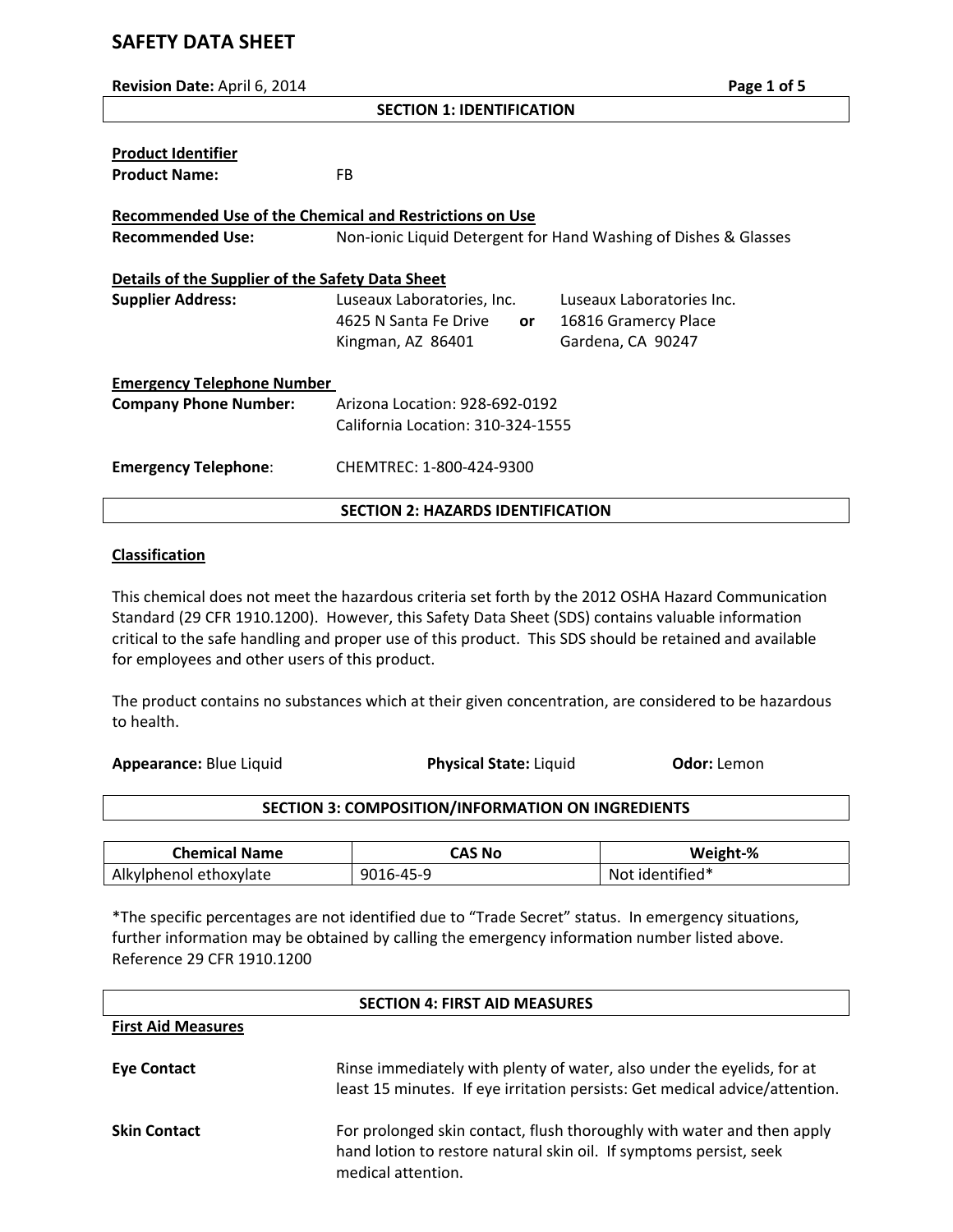# SAFETY DATA SHEET

**Revision Date:** April 6, 2014

## SECTION 1: IDENTIFICATION

**Product Identifier**

**Product Name:** FB

**Recommended Use of the Chemical and Restrictions on Use**

**Recommended Use:** Non-ionic Liquid Detergent for Hand Washing of Dishes & Glasses

**Details of the Supplier of the Safety Data Sheet**

**Supplier Address:**

Luseaux Laboratories, Inc.
4625 N Santa Fe Drive
Kingman, AZ 86401

**or**

Luseaux Laboratories Inc.
16816 Gramercy Place
Gardena, CA 90247

**Emergency Telephone Number**

**Company Phone Number:**
Arizona Location: 928-692-0192
California Location: 310-324-1555

**Emergency Telephone**: CHEMTREC: 1-800-424-9300

## SECTION 2: HAZARDS IDENTIFICATION

**Classification**

This chemical does not meet the hazardous criteria set forth by the 2012 OSHA Hazard Communication Standard (29 CFR 1910.1200). However, this Safety Data Sheet (SDS) contains valuable information critical to the safe handling and proper use of this product. This SDS should be retained and available for employees and other users of this product.

The product contains no substances which at their given concentration, are considered to be hazardous to health.

**Appearance:** Blue Liquid **Physical State:** Liquid **Odor:** Lemon

## SECTION 3: COMPOSITION/INFORMATION ON INGREDIENTS

| Chemical Name | CAS No | Weight-% |
|---|---|---|
| Alkylphenol ethoxylate | 9016-45-9 | Not identified* |

*The specific percentages are not identified due to "Trade Secret" status. In emergency situations, further information may be obtained by calling the emergency information number listed above. Reference 29 CFR 1910.1200

## SECTION 4: FIRST AID MEASURES

**First Aid Measures**

**Eye Contact**
Rinse immediately with plenty of water, also under the eyelids, for at least 15 minutes. If eye irritation persists: Get medical advice/attention.

**Skin Contact**
For prolonged skin contact, flush thoroughly with water and then apply hand lotion to restore natural skin oil. If symptoms persist, seek medical attention.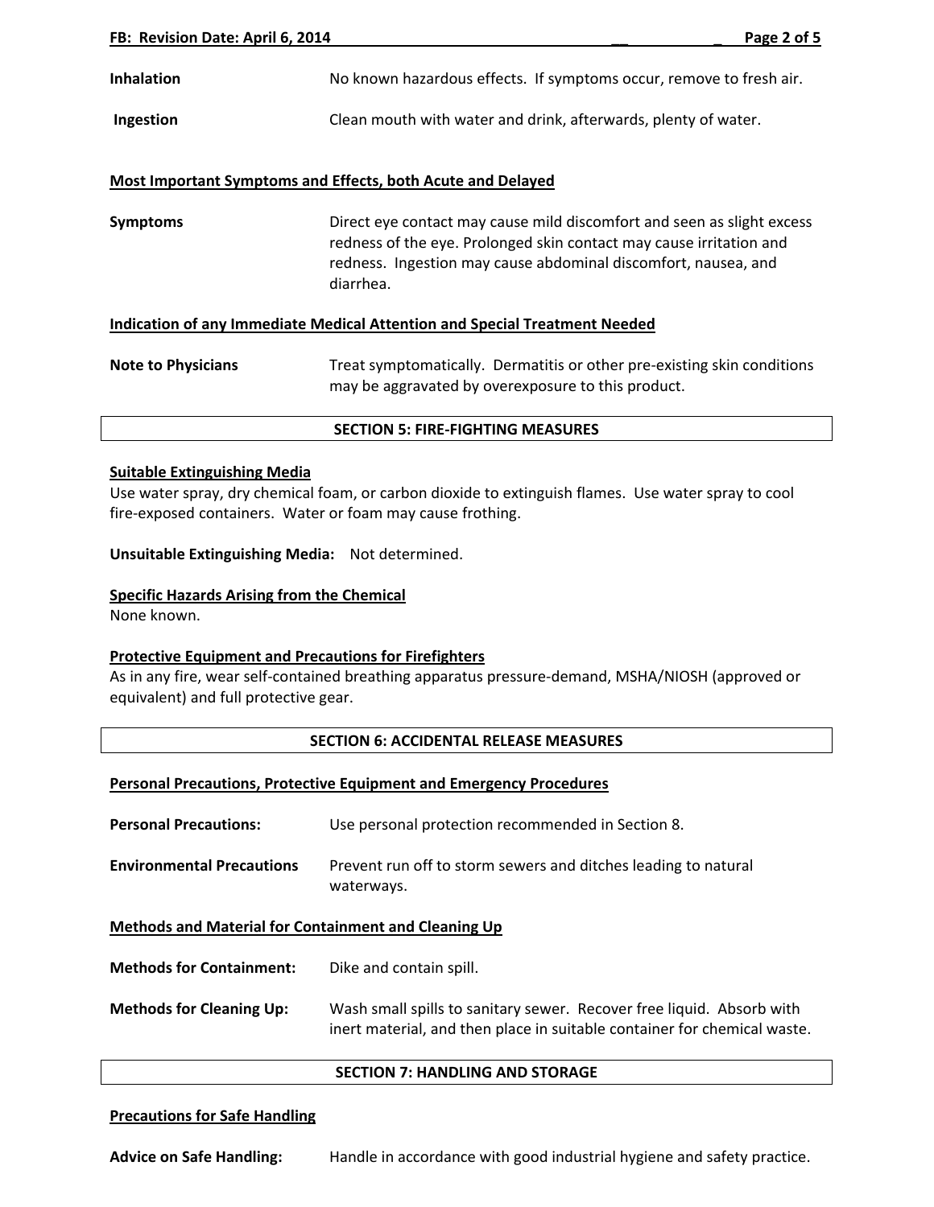**Inhalation** No known hazardous effects. If symptoms occur, remove to fresh air.

**Ingestion** Clean mouth with water and drink, afterwards, plenty of water.

**Most Important Symptoms and Effects, both Acute and Delayed**

**Symptoms** Direct eye contact may cause mild discomfort and seen as slight excess redness of the eye. Prolonged skin contact may cause irritation and redness. Ingestion may cause abdominal discomfort, nausea, and diarrhea.

**Indication of any Immediate Medical Attention and Special Treatment Needed**

**Note to Physicians** Treat symptomatically. Dermatitis or other pre-existing skin conditions may be aggravated by overexposure to this product.

## SECTION 5: FIRE-FIGHTING MEASURES

**Suitable Extinguishing Media**

Use water spray, dry chemical foam, or carbon dioxide to extinguish flames. Use water spray to cool fire-exposed containers. Water or foam may cause frothing.

**Unsuitable Extinguishing Media:** Not determined.

**Specific Hazards Arising from the Chemical**

None known.

**Protective Equipment and Precautions for Firefighters**

As in any fire, wear self-contained breathing apparatus pressure-demand, MSHA/NIOSH (approved or equivalent) and full protective gear.

## SECTION 6: ACCIDENTAL RELEASE MEASURES

**Personal Precautions, Protective Equipment and Emergency Procedures**

**Personal Precautions:** Use personal protection recommended in Section 8.

**Environmental Precautions** Prevent run off to storm sewers and ditches leading to natural waterways.

**Methods and Material for Containment and Cleaning Up**

**Methods for Containment:** Dike and contain spill.

**Methods for Cleaning Up:** Wash small spills to sanitary sewer. Recover free liquid. Absorb with inert material, and then place in suitable container for chemical waste.

## SECTION 7: HANDLING AND STORAGE

**Precautions for Safe Handling**

**Advice on Safe Handling:** Handle in accordance with good industrial hygiene and safety practice.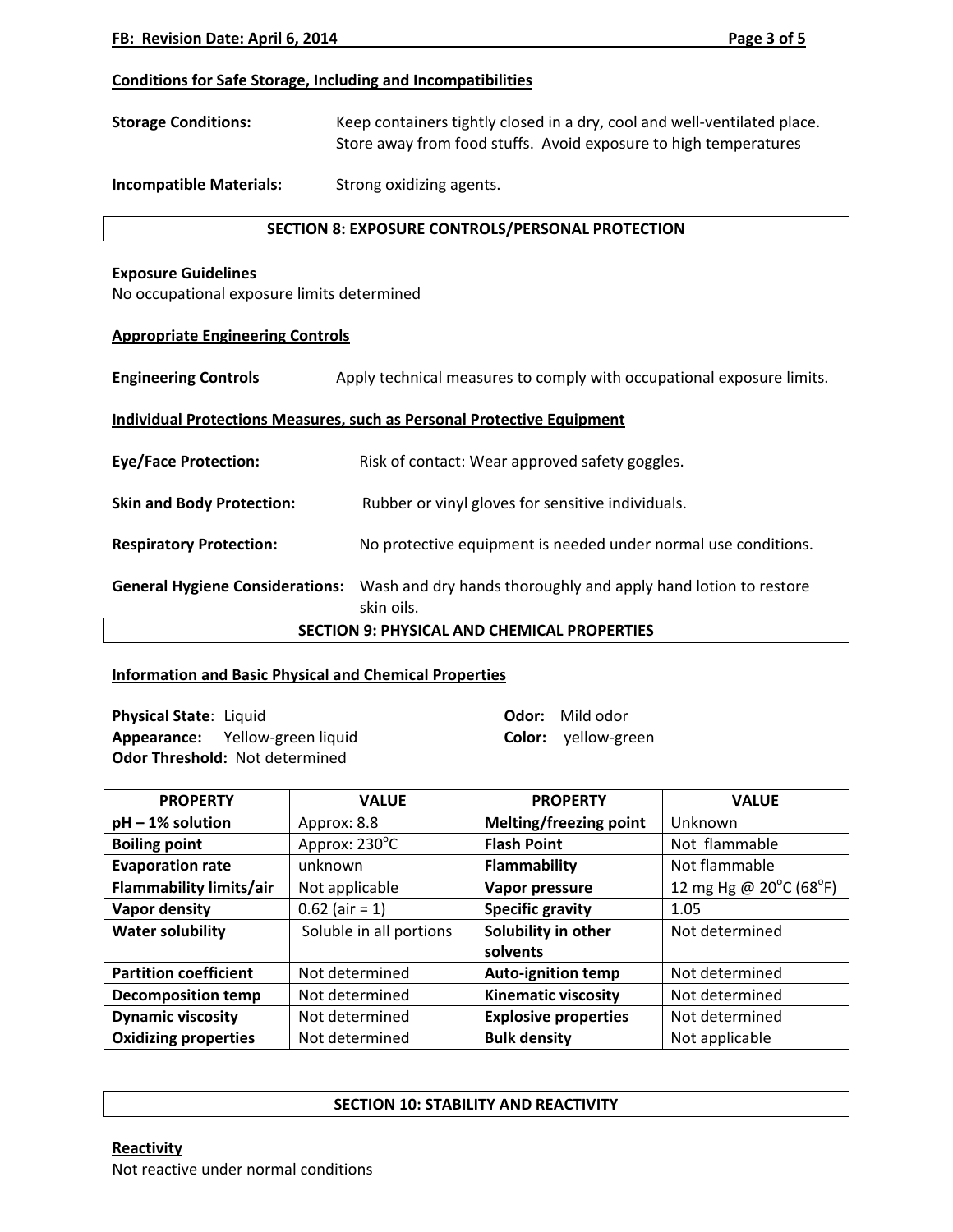**Conditions for Safe Storage, Including and Incompatibilities**

**Storage Conditions:** Keep containers tightly closed in a dry, cool and well-ventilated place. Store away from food stuffs. Avoid exposure to high temperatures

**Incompatible Materials:** Strong oxidizing agents.

## SECTION 8: EXPOSURE CONTROLS/PERSONAL PROTECTION

**Exposure Guidelines**

No occupational exposure limits determined

**Appropriate Engineering Controls**

**Engineering Controls** Apply technical measures to comply with occupational exposure limits.

**Individual Protections Measures, such as Personal Protective Equipment**

**Eye/Face Protection:** Risk of contact: Wear approved safety goggles.

**Skin and Body Protection:** Rubber or vinyl gloves for sensitive individuals.

**Respiratory Protection:** No protective equipment is needed under normal use conditions.

**General Hygiene Considerations:** Wash and dry hands thoroughly and apply hand lotion to restore skin oils.

## SECTION 9: PHYSICAL AND CHEMICAL PROPERTIES

**Information and Basic Physical and Chemical Properties**

**Physical State**: Liquid
**Appearance:** Yellow-green liquid
**Odor Threshold:** Not determined
**Odor:** Mild odor
**Color:** yellow-green

| PROPERTY | VALUE | PROPERTY | VALUE |
|---|---|---|---|
| **pH – 1% solution** | Approx: 8.8 | **Melting/freezing point** | Unknown |
| **Boiling point** | Approx: 230°C | **Flash Point** | Not flammable |
| **Evaporation rate** | unknown | **Flammability** | Not flammable |
| **Flammability limits/air** | Not applicable | **Vapor pressure** | 12 mg Hg @ 20°C (68°F) |
| **Vapor density** | 0.62 (air = 1) | **Specific gravity** | 1.05 |
| **Water solubility** | Soluble in all portions | **Solubility in other solvents** | Not determined |
| **Partition coefficient** | Not determined | **Auto-ignition temp** | Not determined |
| **Decomposition temp** | Not determined | **Kinematic viscosity** | Not determined |
| **Dynamic viscosity** | Not determined | **Explosive properties** | Not determined |
| **Oxidizing properties** | Not determined | **Bulk density** | Not applicable |

## SECTION 10: STABILITY AND REACTIVITY

**Reactivity**

Not reactive under normal conditions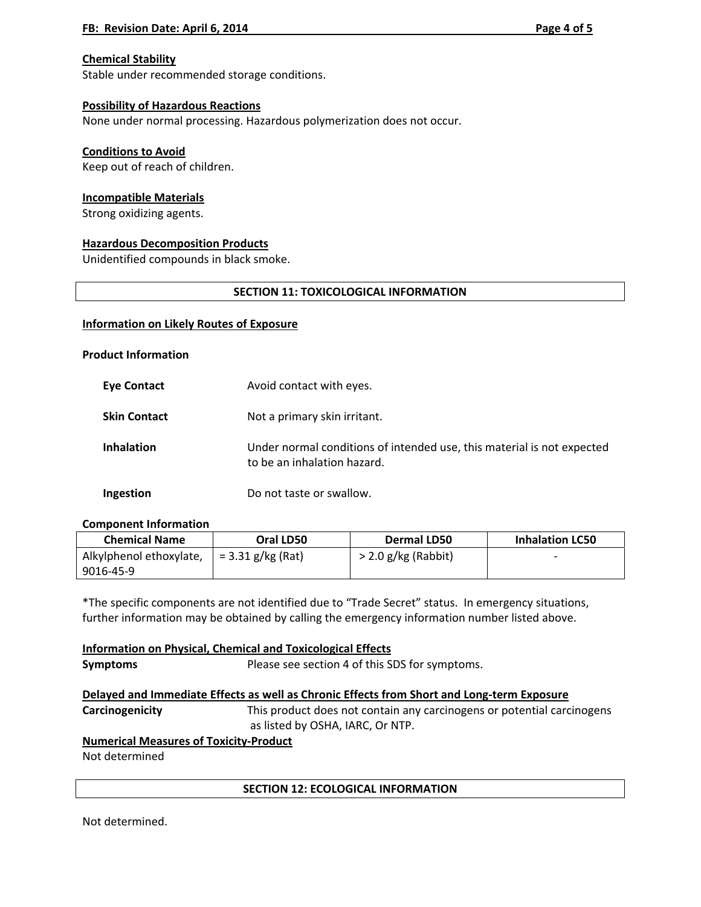**Chemical Stability**
Stable under recommended storage conditions.

**Possibility of Hazardous Reactions**
None under normal processing. Hazardous polymerization does not occur.

**Conditions to Avoid**
Keep out of reach of children.

**Incompatible Materials**
Strong oxidizing agents.

**Hazardous Decomposition Products**
Unidentified compounds in black smoke.

## SECTION 11: TOXICOLOGICAL INFORMATION

**Information on Likely Routes of Exposure**

**Product Information**

| | |
|---|---|
| **Eye Contact** | Avoid contact with eyes. |
| **Skin Contact** | Not a primary skin irritant. |
| **Inhalation** | Under normal conditions of intended use, this material is not expected to be an inhalation hazard. |
| **Ingestion** | Do not taste or swallow. |

**Component Information**

| Chemical Name | Oral LD50 | Dermal LD50 | Inhalation LC50 |
|---|---|---|---|
| Alkylphenol ethoxylate, 9016-45-9 | = 3.31 g/kg (Rat) | > 2.0 g/kg (Rabbit) | - |

*The specific components are not identified due to "Trade Secret" status. In emergency situations, further information may be obtained by calling the emergency information number listed above.

**Information on Physical, Chemical and Toxicological Effects**

**Symptoms** Please see section 4 of this SDS for symptoms.

**Delayed and Immediate Effects as well as Chronic Effects from Short and Long-term Exposure**

**Carcinogenicity** This product does not contain any carcinogens or potential carcinogens as listed by OSHA, IARC, Or NTP.

**Numerical Measures of Toxicity-Product**
Not determined

## SECTION 12: ECOLOGICAL INFORMATION

Not determined.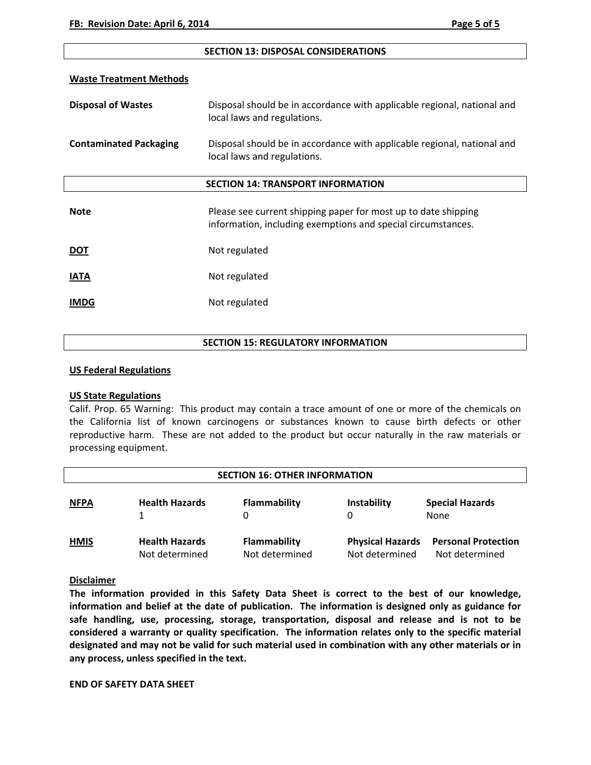## SECTION 13: DISPOSAL CONSIDERATIONS

**Waste Treatment Methods**

| | |
|---|---|
| **Disposal of Wastes** | Disposal should be in accordance with applicable regional, national and local laws and regulations. |
| **Contaminated Packaging** | Disposal should be in accordance with applicable regional, national and local laws and regulations. |

## SECTION 14: TRANSPORT INFORMATION

| | |
|---|---|
| **Note** | Please see current shipping paper for most up to date shipping information, including exemptions and special circumstances. |
| **DOT** | Not regulated |
| **IATA** | Not regulated |
| **IMDG** | Not regulated |

## SECTION 15: REGULATORY INFORMATION

**US Federal Regulations**

**US State Regulations**

Calif. Prop. 65 Warning: This product may contain a trace amount of one or more of the chemicals on the California list of known carcinogens or substances known to cause birth defects or other reproductive harm. These are not added to the product but occur naturally in the raw materials or processing equipment.

## SECTION 16: OTHER INFORMATION

| | | | | |
|---|---|---|---|---|
| **NFPA** | **Health Hazards** 1 | **Flammability** 0 | **Instability** 0 | **Special Hazards** None |
| **HMIS** | **Health Hazards** Not determined | **Flammability** Not determined | **Physical Hazards** Not determined | **Personal Protection** Not determined |

**Disclaimer**

**The information provided in this Safety Data Sheet is correct to the best of our knowledge, information and belief at the date of publication. The information is designed only as guidance for safe handling, use, processing, storage, transportation, disposal and release and is not to be considered a warranty or quality specification. The information relates only to the specific material designated and may not be valid for such material used in combination with any other materials or in any process, unless specified in the text.**

**END OF SAFETY DATA SHEET**